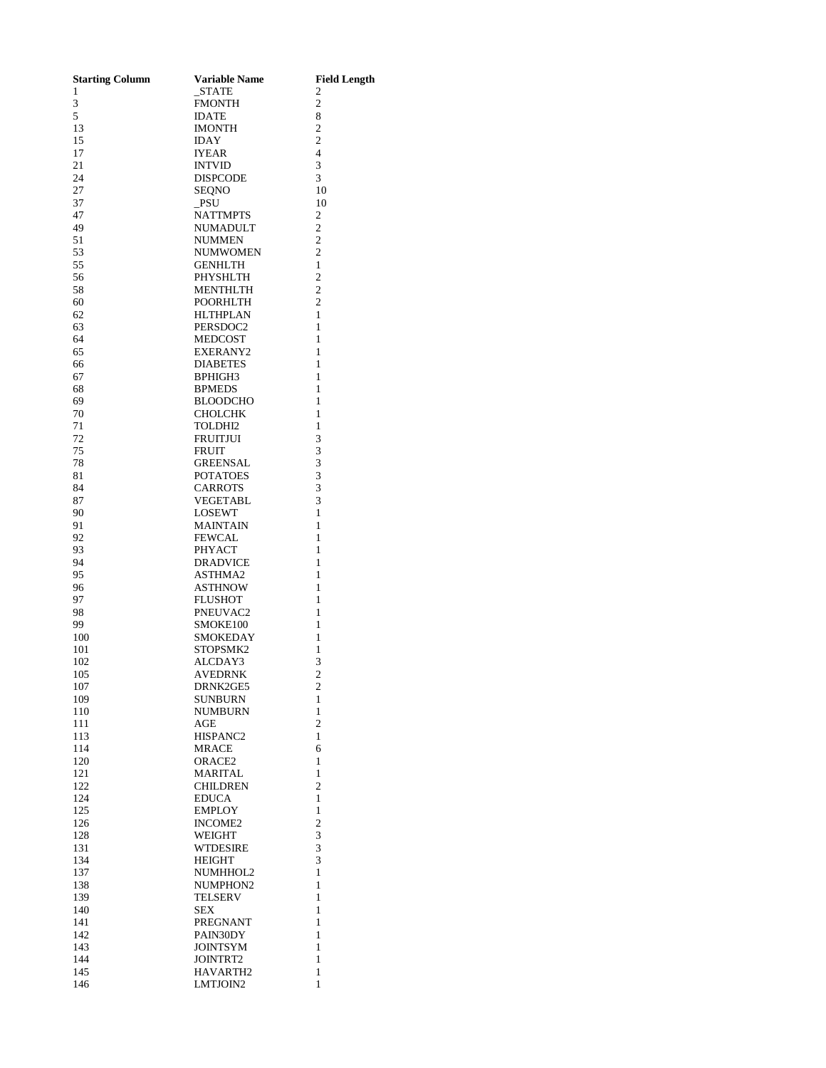| Starting Column | Variable Name | Field Length |
|---|---|---|
| 1 | _STATE | 2 |
| 3 | FMONTH | 2 |
| 5 | IDATE | 8 |
| 13 | IMONTH | 2 |
| 15 | IDAY | 2 |
| 17 | IYEAR | 4 |
| 21 | INTVID | 3 |
| 24 | DISPCODE | 3 |
| 27 | SEQNO | 10 |
| 37 | _PSU | 10 |
| 47 | NATTMPTS | 2 |
| 49 | NUMADULT | 2 |
| 51 | NUMMEN | 2 |
| 53 | NUMWOMEN | 2 |
| 55 | GENHLTH | 1 |
| 56 | PHYSHLTH | 2 |
| 58 | MENTHLTH | 2 |
| 60 | POORHLTH | 2 |
| 62 | HLTHPLAN | 1 |
| 63 | PERSDOC2 | 1 |
| 64 | MEDCOST | 1 |
| 65 | EXERANY2 | 1 |
| 66 | DIABETES | 1 |
| 67 | BPHIGH3 | 1 |
| 68 | BPMEDS | 1 |
| 69 | BLOODCHO | 1 |
| 70 | CHOLCHK | 1 |
| 71 | TOLDHI2 | 1 |
| 72 | FRUITJUI | 3 |
| 75 | FRUIT | 3 |
| 78 | GREENSAL | 3 |
| 81 | POTATOES | 3 |
| 84 | CARROTS | 3 |
| 87 | VEGETABL | 3 |
| 90 | LOSEWT | 1 |
| 91 | MAINTAIN | 1 |
| 92 | FEWCAL | 1 |
| 93 | PHYACT | 1 |
| 94 | DRADVICE | 1 |
| 95 | ASTHMA2 | 1 |
| 96 | ASTHNOW | 1 |
| 97 | FLUSHOT | 1 |
| 98 | PNEUVAC2 | 1 |
| 99 | SMOKE100 | 1 |
| 100 | SMOKEDAY | 1 |
| 101 | STOPSMK2 | 1 |
| 102 | ALCDAY3 | 3 |
| 105 | AVEDRNK | 2 |
| 107 | DRNK2GE5 | 2 |
| 109 | SUNBURN | 1 |
| 110 | NUMBURN | 1 |
| 111 | AGE | 2 |
| 113 | HISPANC2 | 1 |
| 114 | MRACE | 6 |
| 120 | ORACE2 | 1 |
| 121 | MARITAL | 1 |
| 122 | CHILDREN | 2 |
| 124 | EDUCA | 1 |
| 125 | EMPLOY | 1 |
| 126 | INCOME2 | 2 |
| 128 | WEIGHT | 3 |
| 131 | WTDESIRE | 3 |
| 134 | HEIGHT | 3 |
| 137 | NUMHHOL2 | 1 |
| 138 | NUMPHON2 | 1 |
| 139 | TELSERV | 1 |
| 140 | SEX | 1 |
| 141 | PREGNANT | 1 |
| 142 | PAIN30DY | 1 |
| 143 | JOINTSYM | 1 |
| 144 | JOINTRT2 | 1 |
| 145 | HAVARTH2 | 1 |
| 146 | LMTJOIN2 | 1 |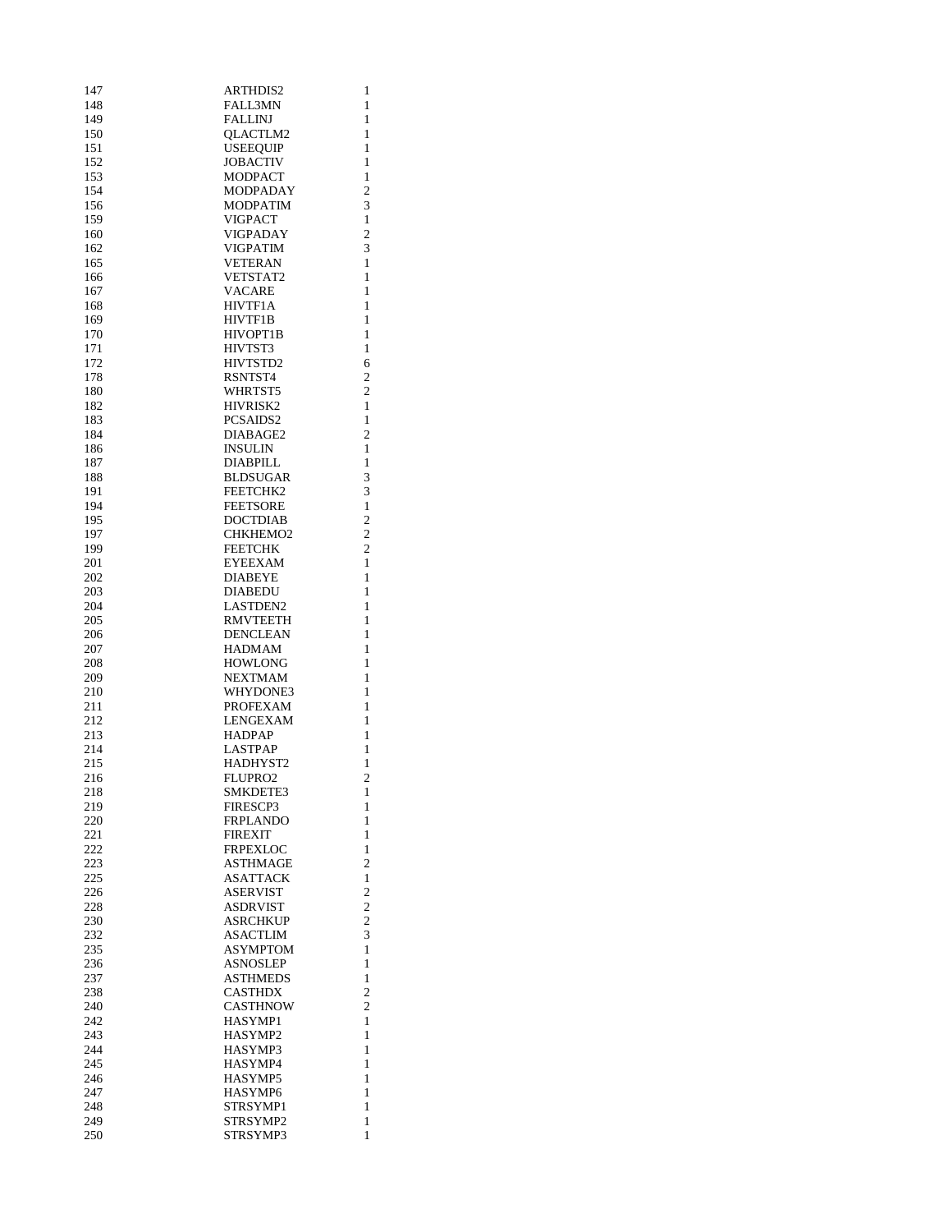| | | |
|---|---|---|
| 147 | ARTHDIS2 | 1 |
| 148 | FALL3MN | 1 |
| 149 | FALLINJ | 1 |
| 150 | QLACTLM2 | 1 |
| 151 | USEEQUIP | 1 |
| 152 | JOBACTIV | 1 |
| 153 | MODPACT | 1 |
| 154 | MODPADAY | 2 |
| 156 | MODPATIM | 3 |
| 159 | VIGPACT | 1 |
| 160 | VIGPADAY | 2 |
| 162 | VIGPATIM | 3 |
| 165 | VETERAN | 1 |
| 166 | VETSTAT2 | 1 |
| 167 | VACARE | 1 |
| 168 | HIVTF1A | 1 |
| 169 | HIVTF1B | 1 |
| 170 | HIVOPT1B | 1 |
| 171 | HIVTST3 | 1 |
| 172 | HIVTSTD2 | 6 |
| 178 | RSNTST4 | 2 |
| 180 | WHRTST5 | 2 |
| 182 | HIVRISK2 | 1 |
| 183 | PCSAIDS2 | 1 |
| 184 | DIABAGE2 | 2 |
| 186 | INSULIN | 1 |
| 187 | DIABPILL | 1 |
| 188 | BLDSUGAR | 3 |
| 191 | FEETCHK2 | 3 |
| 194 | FEETSORE | 1 |
| 195 | DOCTDIAB | 2 |
| 197 | CHKHEMO2 | 2 |
| 199 | FEETCHK | 2 |
| 201 | EYEEXAM | 1 |
| 202 | DIABEYE | 1 |
| 203 | DIABEDU | 1 |
| 204 | LASTDEN2 | 1 |
| 205 | RMVTEETH | 1 |
| 206 | DENCLEAN | 1 |
| 207 | HADMAM | 1 |
| 208 | HOWLONG | 1 |
| 209 | NEXTMAM | 1 |
| 210 | WHYDONE3 | 1 |
| 211 | PROFEXAM | 1 |
| 212 | LENGEXAM | 1 |
| 213 | HADPAP | 1 |
| 214 | LASTPAP | 1 |
| 215 | HADHYST2 | 1 |
| 216 | FLUPRO2 | 2 |
| 218 | SMKDETE3 | 1 |
| 219 | FIRESCP3 | 1 |
| 220 | FRPLANDO | 1 |
| 221 | FIREXIT | 1 |
| 222 | FRPEXLOC | 1 |
| 223 | ASTHMAGE | 2 |
| 225 | ASATTACK | 1 |
| 226 | ASERVIST | 2 |
| 228 | ASDRVIST | 2 |
| 230 | ASRCHKUP | 2 |
| 232 | ASACTLIM | 3 |
| 235 | ASYMPTOM | 1 |
| 236 | ASNOSLEP | 1 |
| 237 | ASTHMEDS | 1 |
| 238 | CASTHDX | 2 |
| 240 | CASTHNOW | 2 |
| 242 | HASYMP1 | 1 |
| 243 | HASYMP2 | 1 |
| 244 | HASYMP3 | 1 |
| 245 | HASYMP4 | 1 |
| 246 | HASYMP5 | 1 |
| 247 | HASYMP6 | 1 |
| 248 | STRSYMP1 | 1 |
| 249 | STRSYMP2 | 1 |
| 250 | STRSYMP3 | 1 |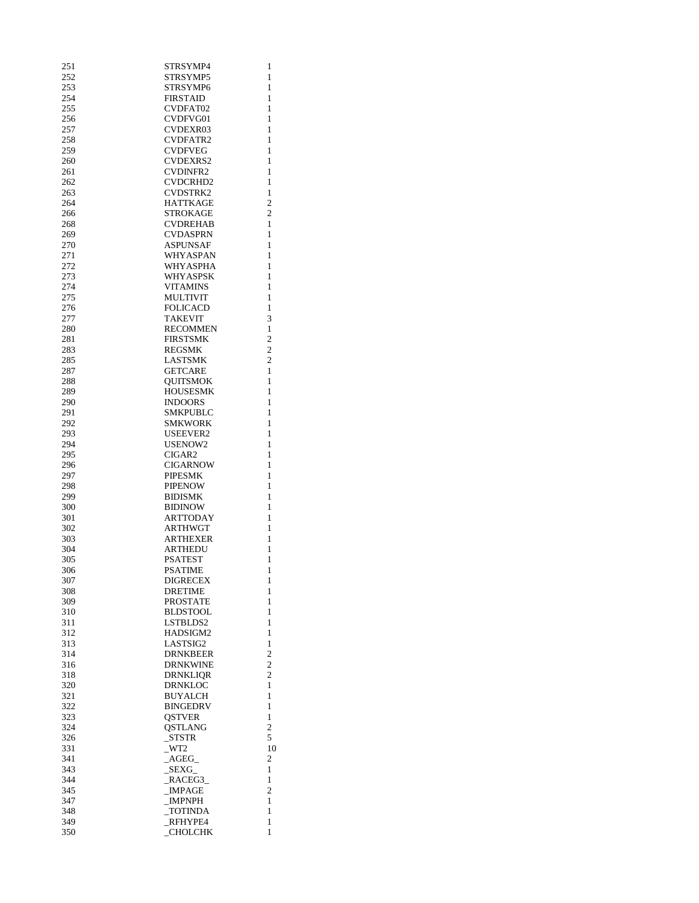| | | |
|---|---|---|
| 251 | STRSYMP4 | 1 |
| 252 | STRSYMP5 | 1 |
| 253 | STRSYMP6 | 1 |
| 254 | FIRSTAID | 1 |
| 255 | CVDFAT02 | 1 |
| 256 | CVDFVG01 | 1 |
| 257 | CVDEXR03 | 1 |
| 258 | CVDFATR2 | 1 |
| 259 | CVDFVEG | 1 |
| 260 | CVDEXRS2 | 1 |
| 261 | CVDINFR2 | 1 |
| 262 | CVDCRHD2 | 1 |
| 263 | CVDSTRK2 | 1 |
| 264 | HATTKAGE | 2 |
| 266 | STROKAGE | 2 |
| 268 | CVDREHAB | 1 |
| 269 | CVDASPRN | 1 |
| 270 | ASPUNSAF | 1 |
| 271 | WHYASPAN | 1 |
| 272 | WHYASPHA | 1 |
| 273 | WHYASPSK | 1 |
| 274 | VITAMINS | 1 |
| 275 | MULTIVIT | 1 |
| 276 | FOLICACD | 1 |
| 277 | TAKEVIT | 3 |
| 280 | RECOMMEN | 1 |
| 281 | FIRSTSMK | 2 |
| 283 | REGSMK | 2 |
| 285 | LASTSMK | 2 |
| 287 | GETCARE | 1 |
| 288 | QUITSMOK | 1 |
| 289 | HOUSESMK | 1 |
| 290 | INDOORS | 1 |
| 291 | SMKPUBLC | 1 |
| 292 | SMKWORK | 1 |
| 293 | USEEVER2 | 1 |
| 294 | USENOW2 | 1 |
| 295 | CIGAR2 | 1 |
| 296 | CIGARNOW | 1 |
| 297 | PIPESMK | 1 |
| 298 | PIPENOW | 1 |
| 299 | BIDISMK | 1 |
| 300 | BIDINOW | 1 |
| 301 | ARTTODAY | 1 |
| 302 | ARTHWGT | 1 |
| 303 | ARTHEXER | 1 |
| 304 | ARTHEDU | 1 |
| 305 | PSATEST | 1 |
| 306 | PSATIME | 1 |
| 307 | DIGRECEX | 1 |
| 308 | DRETIME | 1 |
| 309 | PROSTATE | 1 |
| 310 | BLDSTOOL | 1 |
| 311 | LSTBLDS2 | 1 |
| 312 | HADSIGM2 | 1 |
| 313 | LASTSIG2 | 1 |
| 314 | DRNKBEER | 2 |
| 316 | DRNKWINE | 2 |
| 318 | DRNKLIQR | 2 |
| 320 | DRNKLOC | 1 |
| 321 | BUYALCH | 1 |
| 322 | BINGEDRV | 1 |
| 323 | QSTVER | 1 |
| 324 | QSTLANG | 2 |
| 326 | _STSTR | 5 |
| 331 | _WT2 | 10 |
| 341 | _AGEG_ | 2 |
| 343 | _SEXG_ | 1 |
| 344 | _RACEG3_ | 1 |
| 345 | _IMPAGE | 2 |
| 347 | _IMPNPH | 1 |
| 348 | _TOTINDA | 1 |
| 349 | _RFHYPE4 | 1 |
| 350 | _CHOLCHK | 1 |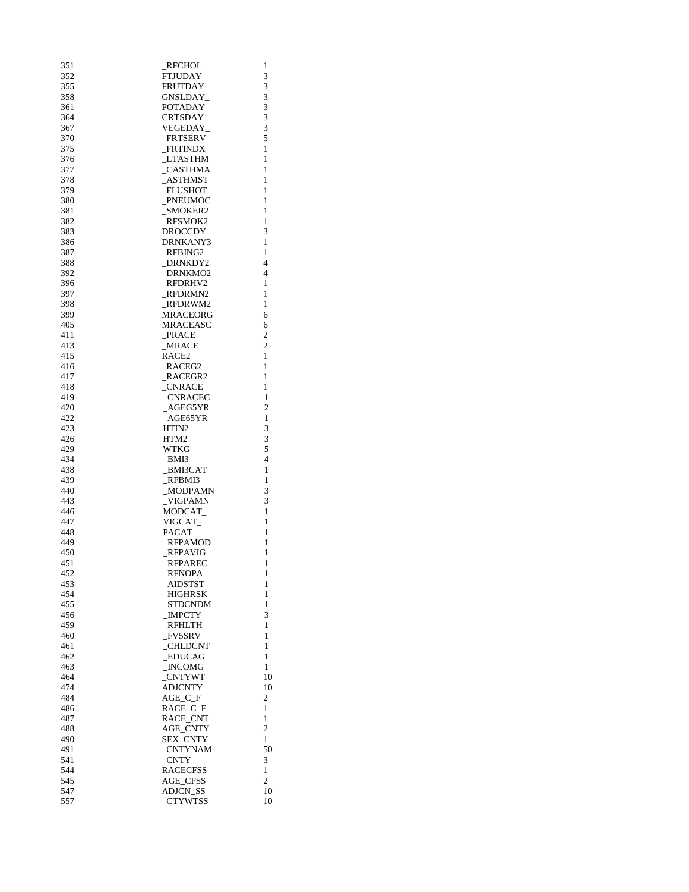| | | |
|---|---|---|
| 351 | _RFCHOL | 1 |
| 352 | FTJUDAY_ | 3 |
| 355 | FRUTDAY_ | 3 |
| 358 | GNSLDAY_ | 3 |
| 361 | POTADAY_ | 3 |
| 364 | CRTSDAY_ | 3 |
| 367 | VEGEDAY_ | 3 |
| 370 | _FRTSERV | 5 |
| 375 | _FRTINDX | 1 |
| 376 | _LTASTHM | 1 |
| 377 | _CASTHMA | 1 |
| 378 | _ASTHMST | 1 |
| 379 | _FLUSHOT | 1 |
| 380 | _PNEUMOC | 1 |
| 381 | _SMOKER2 | 1 |
| 382 | _RFSMOK2 | 1 |
| 383 | DROCCDY_ | 3 |
| 386 | DRNKANY3 | 1 |
| 387 | _RFBING2 | 1 |
| 388 | _DRNKDY2 | 4 |
| 392 | _DRNKMO2 | 4 |
| 396 | _RFDRHV2 | 1 |
| 397 | _RFDRMN2 | 1 |
| 398 | _RFDRWM2 | 1 |
| 399 | MRACEORG | 6 |
| 405 | MRACEASC | 6 |
| 411 | _PRACE | 2 |
| 413 | _MRACE | 2 |
| 415 | RACE2 | 1 |
| 416 | _RACEG2 | 1 |
| 417 | _RACEGR2 | 1 |
| 418 | _CNRACE | 1 |
| 419 | _CNRACEC | 1 |
| 420 | _AGEG5YR | 2 |
| 422 | _AGE65YR | 1 |
| 423 | HTIN2 | 3 |
| 426 | HTM2 | 3 |
| 429 | WTKG | 5 |
| 434 | _BMI3 | 4 |
| 438 | _BMI3CAT | 1 |
| 439 | _RFBMI3 | 1 |
| 440 | _MODPAMN | 3 |
| 443 | _VIGPAMN | 3 |
| 446 | MODCAT_ | 1 |
| 447 | VIGCAT_ | 1 |
| 448 | PACAT_ | 1 |
| 449 | _RFPAMOD | 1 |
| 450 | _RFPAVIG | 1 |
| 451 | _RFPAREC | 1 |
| 452 | _RFNOPA | 1 |
| 453 | _AIDSTST | 1 |
| 454 | _HIGHRSK | 1 |
| 455 | _STDCNDM | 1 |
| 456 | _IMPCTY | 3 |
| 459 | _RFHLTH | 1 |
| 460 | _FV5SRV | 1 |
| 461 | _CHLDCNT | 1 |
| 462 | _EDUCAG | 1 |
| 463 | _INCOMG | 1 |
| 464 | _CNTYWT | 10 |
| 474 | ADJCNTY | 10 |
| 484 | AGE_C_F | 2 |
| 486 | RACE_C_F | 1 |
| 487 | RACE_CNT | 1 |
| 488 | AGE_CNTY | 2 |
| 490 | SEX_CNTY | 1 |
| 491 | _CNTYNAM | 50 |
| 541 | _CNTY | 3 |
| 544 | RACECFSS | 1 |
| 545 | AGE_CFSS | 2 |
| 547 | ADJCN_SS | 10 |
| 557 | _CTYWTSS | 10 |